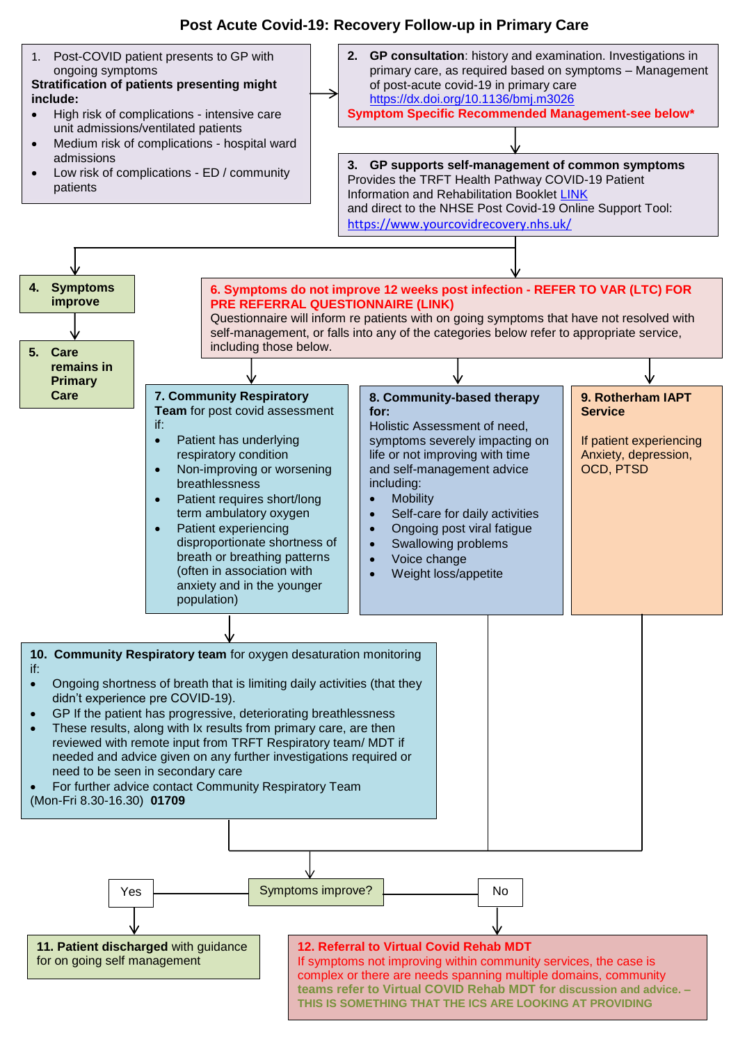# Post Acute Covid-19: Recovery Follow-up in Primary Care

1. Post-COVID patient presents to GP with ongoing symptoms

**Stratification of patients presenting might include:**

- High risk of complications - intensive care unit admissions/ventilated patients
- Medium risk of complications - hospital ward admissions
- Low risk of complications - ED / community patients

**2. GP consultation**: history and examination. Investigations in primary care, as required based on symptoms – Management of post-acute covid-19 in primary care https://dx.doi.org/10.1136/bmj.m3026

**Symptom Specific Recommended Management-see below***

**3. GP supports self-management of common symptoms**

Provides the TRFT Health Pathway COVID-19 Patient Information and Rehabilitation Booklet LINK and direct to the NHSE Post Covid-19 Online Support Tool: https://www.yourcovidrecovery.nhs.uk/

**4. Symptoms improve**

**5. Care remains in Primary Care**

**6. Symptoms do not improve 12 weeks post infection - REFER TO VAR (LTC) FOR PRE REFERRAL QUESTIONNAIRE (LINK)**

Questionnaire will inform re patients with on going symptoms that have not resolved with self-management, or falls into any of the categories below refer to appropriate service, including those below.

**7. Community Respiratory Team** for post covid assessment if:

- Patient has underlying respiratory condition
- Non-improving or worsening breathlessness
- Patient requires short/long term ambulatory oxygen
- Patient experiencing disproportionate shortness of breath or breathing patterns (often in association with anxiety and in the younger population)

**8. Community-based therapy for:**

Holistic Assessment of need, symptoms severely impacting on life or not improving with time and self-management advice including:

- Mobility
- Self-care for daily activities
- Ongoing post viral fatigue
- Swallowing problems
- Voice change
- Weight loss/appetite

**9. Rotherham IAPT Service**

If patient experiencing Anxiety, depression, OCD, PTSD

**10. Community Respiratory team** for oxygen desaturation monitoring if:

- Ongoing shortness of breath that is limiting daily activities (that they didn't experience pre COVID-19).
- GP If the patient has progressive, deteriorating breathlessness
- These results, along with Ix results from primary care, are then reviewed with remote input from TRFT Respiratory team/ MDT if needed and advice given on any further investigations required or need to be seen in secondary care
- For further advice contact Community Respiratory Team

(Mon-Fri 8.30-16.30) **01709**

Symptoms improve?

Yes → **11. Patient discharged** with guidance for on going self management

No → **12. Referral to Virtual Covid Rehab MDT**

If symptoms not improving within community services, the case is complex or there are needs spanning multiple domains, community teams refer to Virtual COVID Rehab MDT for discussion and advice. – THIS IS SOMETHING THAT THE ICS ARE LOOKING AT PROVIDING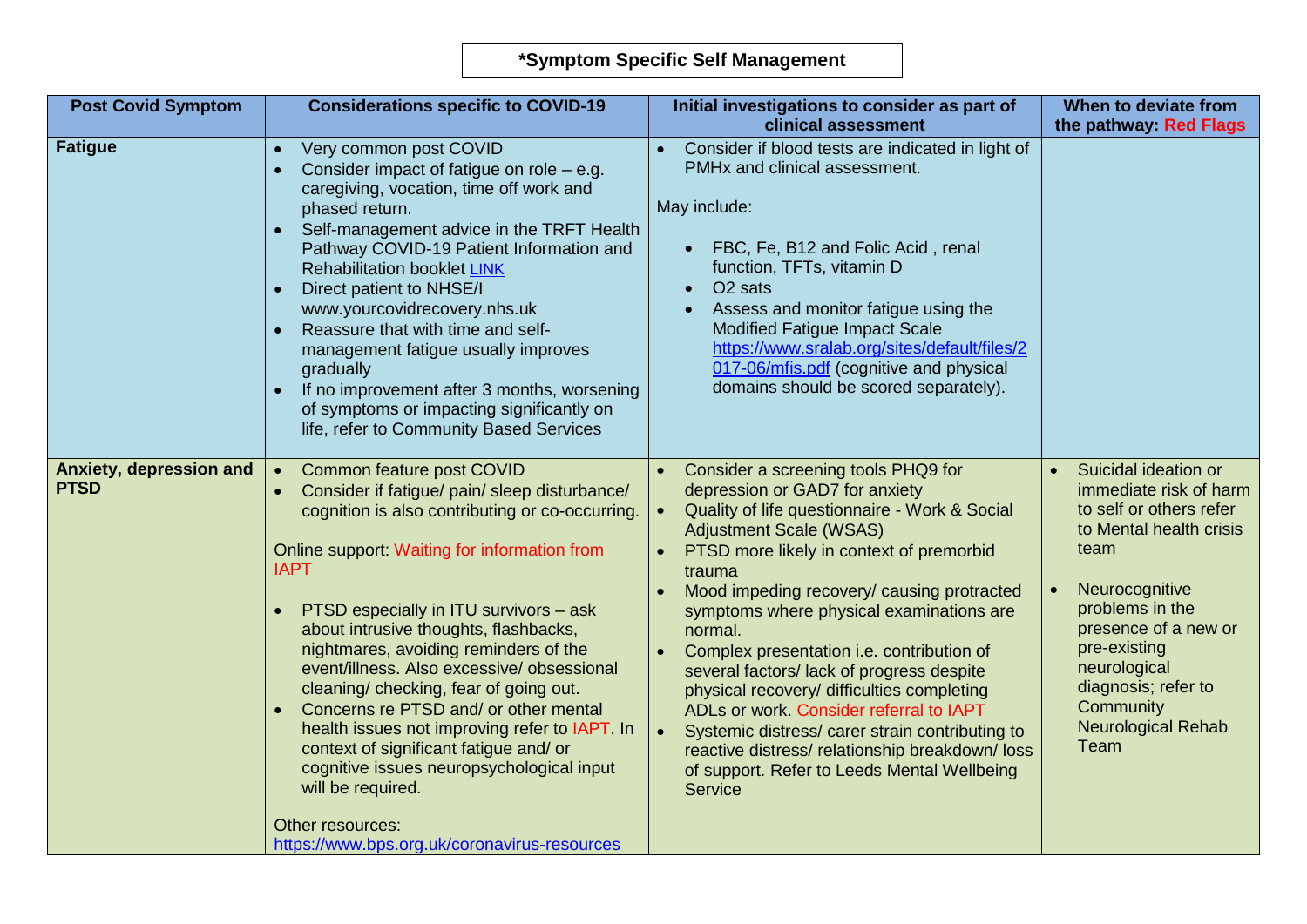**\*Symptom Specific Self Management**

| Post Covid Symptom | Considerations specific to COVID-19 | Initial investigations to consider as part of clinical assessment | When to deviate from the pathway: Red Flags |
|---|---|---|---|
| **Fatigue** | • Very common post COVID<br>• Consider impact of fatigue on role – e.g. caregiving, vocation, time off work and phased return.<br>• Self-management advice in the TRFT Health Pathway COVID-19 Patient Information and Rehabilitation booklet [LINK](LINK)<br>• Direct patient to NHSE/I www.yourcovidrecovery.nhs.uk<br>• Reassure that with time and self-management fatigue usually improves gradually<br>• If no improvement after 3 months, worsening of symptoms or impacting significantly on life, refer to Community Based Services | • Consider if blood tests are indicated in light of PMHx and clinical assessment.<br><br>May include:<br><br>• FBC, Fe, B12 and Folic Acid , renal function, TFTs, vitamin D<br>• O2 sats<br>• Assess and monitor fatigue using the Modified Fatigue Impact Scale https://www.sralab.org/sites/default/files/2017-06/mfis.pdf (cognitive and physical domains should be scored separately). | |
| **Anxiety, depression and PTSD** | • Common feature post COVID<br>• Consider if fatigue/ pain/ sleep disturbance/ cognition is also contributing or co-occurring.<br><br>Online support: Waiting for information from IAPT<br><br>• PTSD especially in ITU survivors – ask about intrusive thoughts, flashbacks, nightmares, avoiding reminders of the event/illness. Also excessive/ obsessional cleaning/ checking, fear of going out.<br>• Concerns re PTSD and/ or other mental health issues not improving refer to IAPT. In context of significant fatigue and/ or cognitive issues neuropsychological input will be required.<br><br>Other resources: https://www.bps.org.uk/coronavirus-resources | • Consider a screening tools PHQ9 for depression or GAD7 for anxiety<br>• Quality of life questionnaire - Work & Social Adjustment Scale (WSAS)<br>• PTSD more likely in context of premorbid trauma<br>• Mood impeding recovery/ causing protracted symptoms where physical examinations are normal.<br>• Complex presentation i.e. contribution of several factors/ lack of progress despite physical recovery/ difficulties completing ADLs or work. Consider referral to IAPT<br>• Systemic distress/ carer strain contributing to reactive distress/ relationship breakdown/ loss of support. Refer to Leeds Mental Wellbeing Service | • Suicidal ideation or immediate risk of harm to self or others refer to Mental health crisis team<br><br>• Neurocognitive problems in the presence of a new or pre-existing neurological diagnosis; refer to Community Neurological Rehab Team |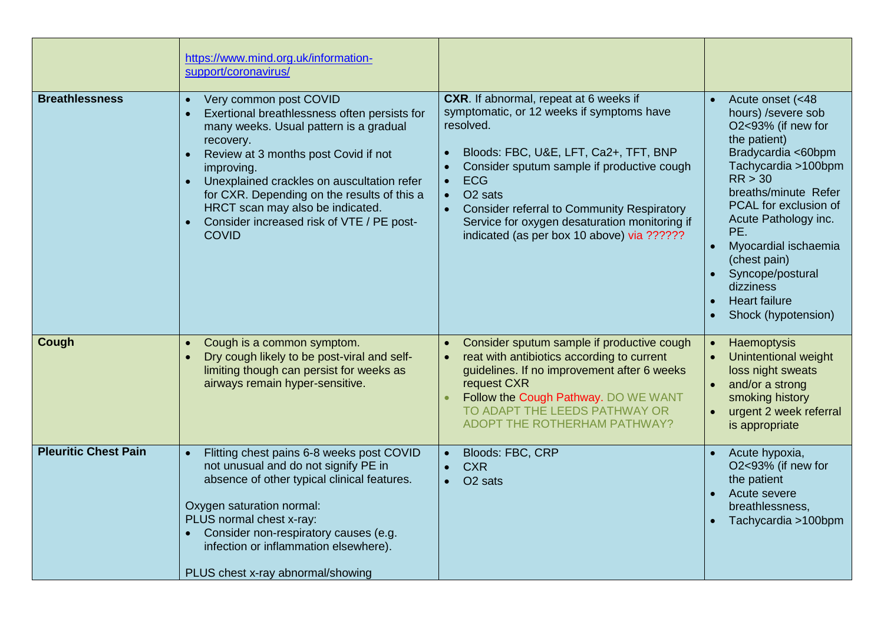| | | | |
|---|---|---|---|
| | https://www.mind.org.uk/information-support/coronavirus/ | | |
| **Breathlessness** | • Very common post COVID<br>• Exertional breathlessness often persists for many weeks. Usual pattern is a gradual recovery.<br>• Review at 3 months post Covid if not improving.<br>• Unexplained crackles on auscultation refer for CXR. Depending on the results of this a HRCT scan may also be indicated.<br>• Consider increased risk of VTE / PE post-COVID | **CXR**. If abnormal, repeat at 6 weeks if symptomatic, or 12 weeks if symptoms have resolved.<br><br>• Bloods: FBC, U&E, LFT, Ca2+, TFT, BNP<br>• Consider sputum sample if productive cough<br>• ECG<br>• O2 sats<br>• Consider referral to Community Respiratory Service for oxygen desaturation monitoring if indicated (as per box 10 above) via ?????? | • Acute onset (<48 hours) /severe sob O2<93% (if new for the patient) Bradycardia <60bpm Tachycardia >100bpm RR > 30 breaths/minute Refer PCAL for exclusion of Acute Pathology inc. PE.<br>• Myocardial ischaemia (chest pain)<br>• Syncope/postural dizziness<br>• Heart failure<br>• Shock (hypotension) |
| **Cough** | • Cough is a common symptom.<br>• Dry cough likely to be post-viral and self-limiting though can persist for weeks as airways remain hyper-sensitive. | • Consider sputum sample if productive cough<br>• reat with antibiotics according to current guidelines. If no improvement after 6 weeks request CXR<br>• Follow the Cough Pathway. DO WE WANT TO ADAPT THE LEEDS PATHWAY OR ADOPT THE ROTHERHAM PATHWAY? | • Haemoptysis<br>• Unintentional weight loss night sweats<br>• and/or a strong smoking history<br>• urgent 2 week referral is appropriate |
| **Pleuritic Chest Pain** | • Flitting chest pains 6-8 weeks post COVID not unusual and do not signify PE in absence of other typical clinical features.<br><br>Oxygen saturation normal:<br>PLUS normal chest x-ray:<br>• Consider non-respiratory causes (e.g. infection or inflammation elsewhere).<br><br>PLUS chest x-ray abnormal/showing | • Bloods: FBC, CRP<br>• CXR<br>• O2 sats | • Acute hypoxia, O2<93% (if new for the patient<br>• Acute severe breathlessness,<br>• Tachycardia >100bpm |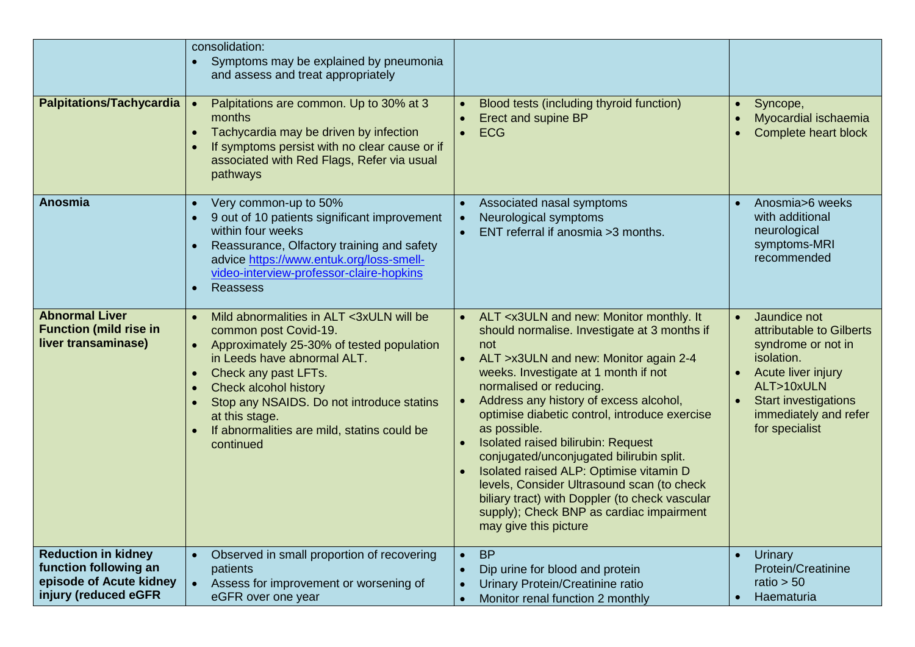|  |  |  |  |
|---|---|---|---|
|  | consolidation:<br>• Symptoms may be explained by pneumonia and assess and treat appropriately |  |  |
| **Palpitations/Tachycardia** | • Palpitations are common. Up to 30% at 3 months<br>• Tachycardia may be driven by infection<br>• If symptoms persist with no clear cause or if associated with Red Flags, Refer via usual pathways | • Blood tests (including thyroid function)<br>• Erect and supine BP<br>• ECG | • Syncope,<br>• Myocardial ischaemia<br>• Complete heart block |
| **Anosmia** | • Very common-up to 50%<br>• 9 out of 10 patients significant improvement within four weeks<br>• Reassurance, Olfactory training and safety advice [https://www.entuk.org/loss-smell-video-interview-professor-claire-hopkins](https://www.entuk.org/loss-smell-video-interview-professor-claire-hopkins)<br>• Reassess | • Associated nasal symptoms<br>• Neurological symptoms<br>• ENT referral if anosmia >3 months. | • Anosmia>6 weeks with additional neurological symptoms-MRI recommended |
| **Abnormal Liver Function (mild rise in liver transaminase)** | • Mild abnormalities in ALT <3xULN will be common post Covid-19.<br>• Approximately 25-30% of tested population in Leeds have abnormal ALT.<br>• Check any past LFTs.<br>• Check alcohol history<br>• Stop any NSAIDS. Do not introduce statins at this stage.<br>• If abnormalities are mild, statins could be continued | • ALT <x3ULN and new: Monitor monthly. It should normalise. Investigate at 3 months if not<br>• ALT >x3ULN and new: Monitor again 2-4 weeks. Investigate at 1 month if not normalised or reducing.<br>• Address any history of excess alcohol, optimise diabetic control, introduce exercise as possible.<br>• Isolated raised bilirubin: Request conjugated/unconjugated bilirubin split.<br>• Isolated raised ALP: Optimise vitamin D levels, Consider Ultrasound scan (to check biliary tract) with Doppler (to check vascular supply); Check BNP as cardiac impairment may give this picture | • Jaundice not attributable to Gilberts syndrome or not in isolation.<br>• Acute liver injury ALT>10xULN<br>• Start investigations immediately and refer for specialist |
| **Reduction in kidney function following an episode of Acute kidney injury (reduced eGFR** | • Observed in small proportion of recovering patients<br>• Assess for improvement or worsening of eGFR over one year | • BP<br>• Dip urine for blood and protein<br>• Urinary Protein/Creatinine ratio<br>• Monitor renal function 2 monthly | • Urinary Protein/Creatinine ratio > 50<br>• Haematuria |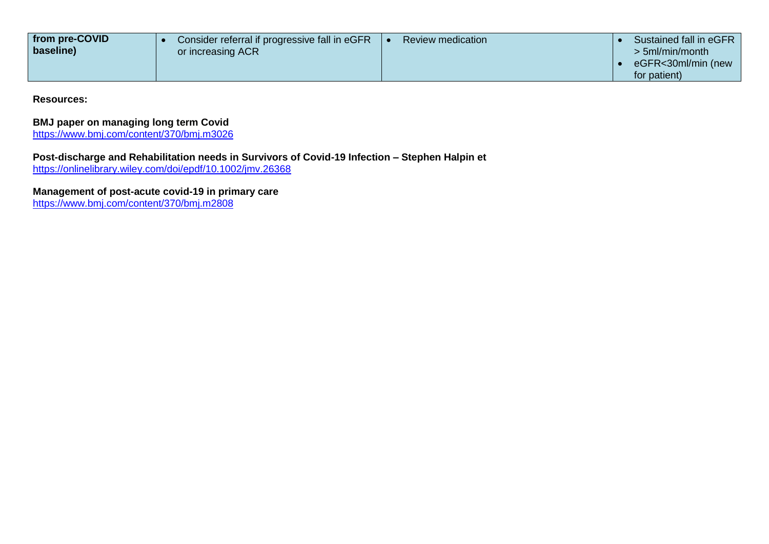| | | | |
|---|---|---|---|
| **from pre-COVID baseline)** | • Consider referral if progressive fall in eGFR or increasing ACR | • Review medication | • Sustained fall in eGFR > 5ml/min/month<br>• eGFR<30ml/min (new for patient) |

**Resources:**

**BMJ paper on managing long term Covid**
https://www.bmj.com/content/370/bmj.m3026

**Post-discharge and Rehabilitation needs in Survivors of Covid-19 Infection – Stephen Halpin et**
https://onlinelibrary.wiley.com/doi/epdf/10.1002/jmv.26368

**Management of post-acute covid-19 in primary care**
https://www.bmj.com/content/370/bmj.m2808